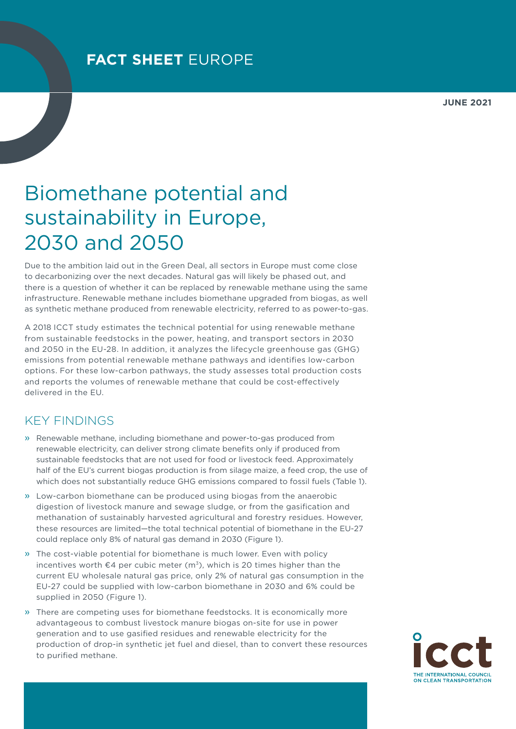**FACT SHEET** EUROPE

**JUNE 2021**

# Biomethane potential and sustainability in Europe, 2030 and 2050

Due to the ambition laid out in the Green Deal, all sectors in Europe must come close to decarbonizing over the next decades. Natural gas will likely be phased out, and there is a question of whether it can be replaced by renewable methane using the same infrastructure. Renewable methane includes biomethane upgraded from biogas, as well as synthetic methane produced from renewable electricity, referred to as power-to-gas.

A 2018 ICCT study estimates the technical potential for using renewable methane from sustainable feedstocks in the power, heating, and transport sectors in 2030 and 2050 in the EU-28. In addition, it analyzes the lifecycle greenhouse gas (GHG) emissions from potential renewable methane pathways and identifies low-carbon options. For these low-carbon pathways, the study assesses total production costs and reports the volumes of renewable methane that could be cost-effectively delivered in the EU.

## KEY FINDINGS

- Renewable methane, including biomethane and power-to-gas produced from renewable electricity, can deliver strong climate benefits only if produced from sustainable feedstocks that are not used for food or livestock feed. Approximately half of the EU's current biogas production is from silage maize, a feed crop, the use of which does not substantially reduce GHG emissions compared to fossil fuels (Table 1).
- Low-carbon biomethane can be produced using biogas from the anaerobic digestion of livestock manure and sewage sludge, or from the gasification and methanation of sustainably harvested agricultural and forestry residues. However, these resources are limited—the total technical potential of biomethane in the EU-27 could replace only 8% of natural gas demand in 2030 (Figure 1).
- The cost-viable potential for biomethane is much lower. Even with policy incentives worth €4 per cubic meter ($m^3$), which is 20 times higher than the current EU wholesale natural gas price, only 2% of natural gas consumption in the EU-27 could be supplied with low-carbon biomethane in 2030 and 6% could be supplied in 2050 (Figure 1).
- There are competing uses for biomethane feedstocks. It is economically more advantageous to combust livestock manure biogas on-site for use in power generation and to use gasified residues and renewable electricity for the production of drop-in synthetic jet fuel and diesel, than to convert these resources to purified methane.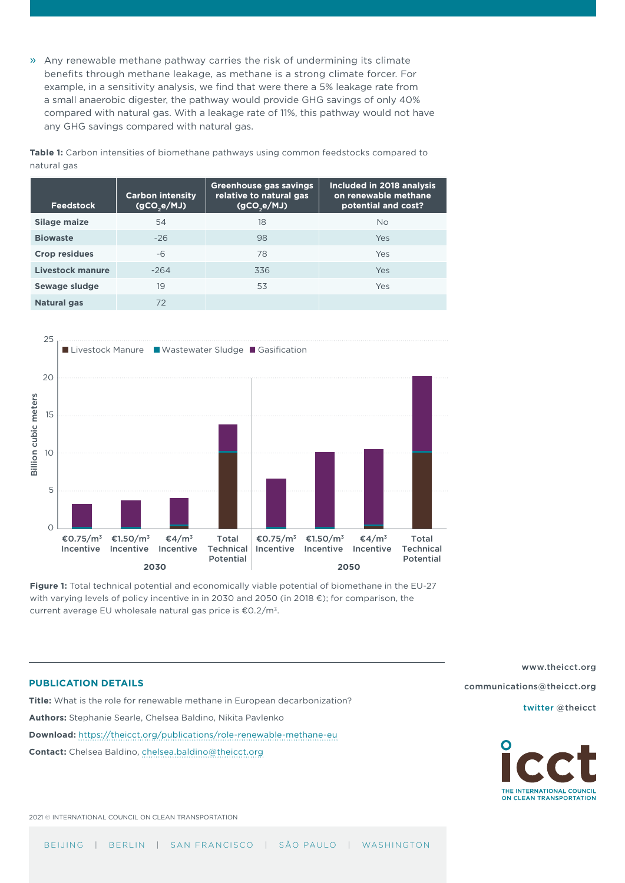» Any renewable methane pathway carries the risk of undermining its climate benefits through methane leakage, as methane is a strong climate forcer. For example, in a sensitivity analysis, we find that were there a 5% leakage rate from a small anaerobic digester, the pathway would provide GHG savings of only 40% compared with natural gas. With a leakage rate of 11%, this pathway would not have any GHG savings compared with natural gas.

**Table 1:** Carbon intensities of biomethane pathways using common feedstocks compared to natural gas

| Feedstock | Carbon intensity ($gCO_2e/MJ$) | Greenhouse gas savings relative to natural gas ($gCO_2e/MJ$) | Included in 2018 analysis on renewable methane potential and cost? |
|---|---|---|---|
| **Silage maize** | 54 | 18 | No |
| **Biowaste** | -26 | 98 | Yes |
| **Crop residues** | -6 | 78 | Yes |
| **Livestock manure** | -264 | 336 | Yes |
| **Sewage sludge** | 19 | 53 | Yes |
| **Natural gas** | 72 | | |

Livestock Manure | Wastewater Sludge | Gasification

Billion cubic meters

25
20
15
10
5
0

€0.75/m³ Incentive | €1.50/m³ Incentive | €4/m³ Incentive | Total Technical Potential
2030

€0.75/m³ Incentive | €1.50/m³ Incentive | €4/m³ Incentive | Total Technical Potential
2050

**Figure 1:** Total technical potential and economically viable potential of biomethane in the EU-27 with varying levels of policy incentive in in 2030 and 2050 (in 2018 €); for comparison, the current average EU wholesale natural gas price is €0.2/m³.

## PUBLICATION DETAILS

**Title:** What is the role for renewable methane in European decarbonization?

**Authors:** Stephanie Searle, Chelsea Baldino, Nikita Pavlenko

**Download:** https://theicct.org/publications/role-renewable-methane-eu

**Contact:** Chelsea Baldino, chelsea.baldino@theicct.org

www.theicct.org

communications@theicct.org

twitter @theicct

icct THE INTERNATIONAL COUNCIL ON CLEAN TRANSPORTATION

2021 © INTERNATIONAL COUNCIL ON CLEAN TRANSPORTATION

BEIJING | BERLIN | SAN FRANCISCO | SÃO PAULO | WASHINGTON